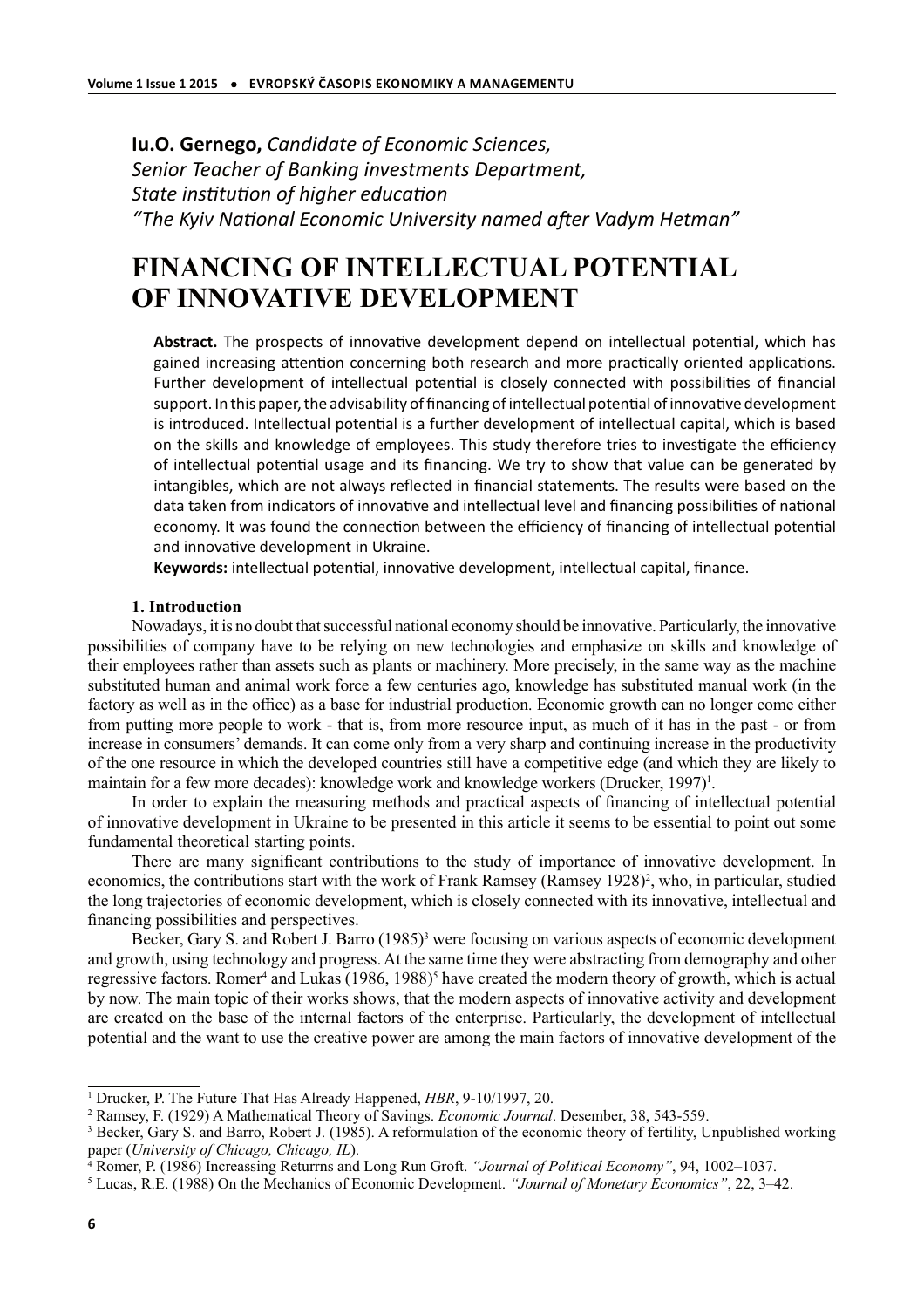**Iu.O. Gernego,** *Candidate of Economic Sciences,*
*Senior Teacher of Banking investments Department,*
*State institution of higher education*
*"The Kyiv National Economic University named after Vadym Hetman"*

# FINANCING OF INTELLECTUAL POTENTIAL OF INNOVATIVE DEVELOPMENT

**Abstract.** The prospects of innovative development depend on intellectual potential, which has gained increasing attention concerning both research and more practically oriented applications. Further development of intellectual potential is closely connected with possibilities of financial support. In this paper, the advisability of financing of intellectual potential of innovative development is introduced. Intellectual potential is a further development of intellectual capital, which is based on the skills and knowledge of employees. This study therefore tries to investigate the efficiency of intellectual potential usage and its financing. We try to show that value can be generated by intangibles, which are not always reflected in financial statements. The results were based on the data taken from indicators of innovative and intellectual level and financing possibilities of national economy. It was found the connection between the efficiency of financing of intellectual potential and innovative development in Ukraine.

**Keywords:** intellectual potential, innovative development, intellectual capital, finance.

## 1. Introduction

Nowadays, it is no doubt that successful national economy should be innovative. Particularly, the innovative possibilities of company have to be relying on new technologies and emphasize on skills and knowledge of their employees rather than assets such as plants or machinery. More precisely, in the same way as the machine substituted human and animal work force a few centuries ago, knowledge has substituted manual work (in the factory as well as in the office) as a base for industrial production. Economic growth can no longer come either from putting more people to work - that is, from more resource input, as much of it has in the past - or from increase in consumers' demands. It can come only from a very sharp and continuing increase in the productivity of the one resource in which the developed countries still have a competitive edge (and which they are likely to maintain for a few more decades): knowledge work and knowledge workers (Drucker, 1997)[1].

In order to explain the measuring methods and practical aspects of financing of intellectual potential of innovative development in Ukraine to be presented in this article it seems to be essential to point out some fundamental theoretical starting points.

There are many significant contributions to the study of importance of innovative development. In economics, the contributions start with the work of Frank Ramsey (Ramsey 1928)[2], who, in particular, studied the long trajectories of economic development, which is closely connected with its innovative, intellectual and financing possibilities and perspectives.

Becker, Gary S. and Robert J. Barro (1985)[3] were focusing on various aspects of economic development and growth, using technology and progress. At the same time they were abstracting from demography and other regressive factors. Romer[4] and Lukas (1986, 1988)[5] have created the modern theory of growth, which is actual by now. The main topic of their works shows, that the modern aspects of innovative activity and development are created on the base of the internal factors of the enterprise. Particularly, the development of intellectual potential and the want to use the creative power are among the main factors of innovative development of the

---

[1] Drucker, P. The Future That Has Already Happened, *HBR*, 9-10/1997, 20.

[2] Ramsey, F. (1929) A Mathematical Theory of Savings. *Economic Journal*. Desember, 38, 543-559.

[3] Becker, Gary S. and Barro, Robert J. (1985). A reformulation of the economic theory of fertility, Unpublished working paper (*University of Chicago, Chicago, IL*).

[4] Romer, P. (1986) Increassing Returrns and Long Run Groft. *"Journal of Political Economy"*, 94, 1002–1037.

[5] Lucas, R.E. (1988) On the Mechanics of Economic Development. *"Journal of Monetary Economics"*, 22, 3–42.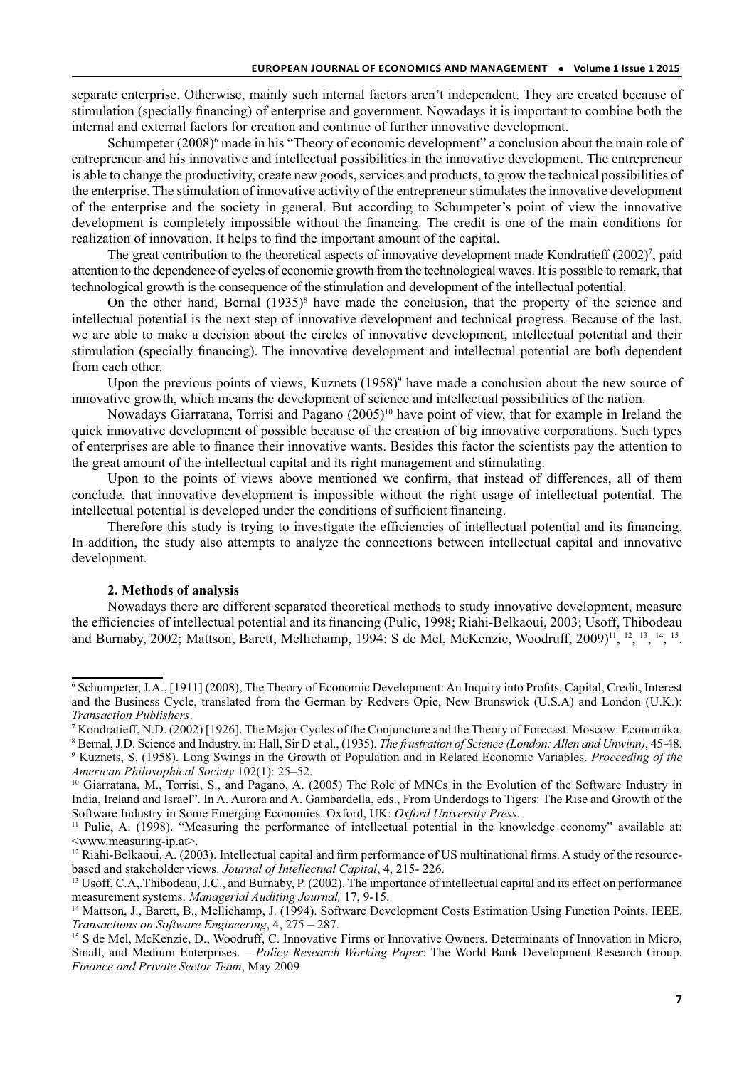separate enterprise. Otherwise, mainly such internal factors aren't independent. They are created because of stimulation (specially financing) of enterprise and government. Nowadays it is important to combine both the internal and external factors for creation and continue of further innovative development.

Schumpeter (2008)[6] made in his "Theory of economic development" a conclusion about the main role of entrepreneur and his innovative and intellectual possibilities in the innovative development. The entrepreneur is able to change the productivity, create new goods, services and products, to grow the technical possibilities of the enterprise. The stimulation of innovative activity of the entrepreneur stimulates the innovative development of the enterprise and the society in general. But according to Schumpeter's point of view the innovative development is completely impossible without the financing. The credit is one of the main conditions for realization of innovation. It helps to find the important amount of the capital.

The great contribution to the theoretical aspects of innovative development made Kondratieff (2002)[7], paid attention to the dependence of cycles of economic growth from the technological waves. It is possible to remark, that technological growth is the consequence of the stimulation and development of the intellectual potential.

On the other hand, Bernal (1935)[8] have made the conclusion, that the property of the science and intellectual potential is the next step of innovative development and technical progress. Because of the last, we are able to make a decision about the circles of innovative development, intellectual potential and their stimulation (specially financing). The innovative development and intellectual potential are both dependent from each other.

Upon the previous points of views, Kuznets (1958)[9] have made a conclusion about the new source of innovative growth, which means the development of science and intellectual possibilities of the nation.

Nowadays Giarratana, Torrisi and Pagano (2005)[10] have point of view, that for example in Ireland the quick innovative development of possible because of the creation of big innovative corporations. Such types of enterprises are able to finance their innovative wants. Besides this factor the scientists pay the attention to the great amount of the intellectual capital and its right management and stimulating.

Upon to the points of views above mentioned we confirm, that instead of differences, all of them conclude, that innovative development is impossible without the right usage of intellectual potential. The intellectual potential is developed under the conditions of sufficient financing.

Therefore this study is trying to investigate the efficiencies of intellectual potential and its financing. In addition, the study also attempts to analyze the connections between intellectual capital and innovative development.

## 2. Methods of analysis

Nowadays there are different separated theoretical methods to study innovative development, measure the efficiencies of intellectual potential and its financing (Pulic, 1998; Riahi-Belkaoui, 2003; Usoff, Thibodeau and Burnaby, 2002; Mattson, Barett, Mellichamp, 1994: S de Mel, McKenzie, Woodruff, 2009)[11], [12], [13], [14], [15].

---

[6] Schumpeter, J.A., [1911] (2008), The Theory of Economic Development: An Inquiry into Profits, Capital, Credit, Interest and the Business Cycle, translated from the German by Redvers Opie, New Brunswick (U.S.A) and London (U.K.): *Transaction Publishers*.

[7] Kondratieff, N.D. (2002) [1926]. The Major Cycles of the Conjuncture and the Theory of Forecast. Moscow: Economika.

[8] Bernal, J.D. Science and Industry. in: Hall, Sir D et al., (1935). *The frustration of Science (London: Allen and Unwinn)*, 45-48.

[9] Kuznets, S. (1958). Long Swings in the Growth of Population and in Related Economic Variables. *Proceeding of the American Philosophical Society* 102(1): 25–52.

[10] Giarratana, M., Torrisi, S., and Pagano, A. (2005) The Role of MNCs in the Evolution of the Software Industry in India, Ireland and Israel". In A. Aurora and A. Gambardella, eds., From Underdogs to Tigers: The Rise and Growth of the Software Industry in Some Emerging Economies. Oxford, UK: *Oxford University Press*.

[11] Pulic, A. (1998). "Measuring the performance of intellectual potential in the knowledge economy" available at: <www.measuring-ip.at>.

[12] Riahi-Belkaoui, A. (2003). Intellectual capital and firm performance of US multinational firms. A study of the resource-based and stakeholder views. *Journal of Intellectual Capital*, 4, 215- 226.

[13] Usoff, C.A,.Thibodeau, J.C., and Burnaby, P. (2002). The importance of intellectual capital and its effect on performance measurement systems. *Managerial Auditing Journal,* 17, 9-15.

[14] Mattson, J., Barett, B., Mellichamp, J. (1994). Software Development Costs Estimation Using Function Points. IEEE. *Transactions on Software Engineering*, 4, 275 – 287.

[15] S de Mel, McKenzie, D., Woodruff, C. Innovative Firms or Innovative Owners. Determinants of Innovation in Micro, Small, and Medium Enterprises. – *Policy Research Working Paper*: The World Bank Development Research Group. *Finance and Private Sector Team*, May 2009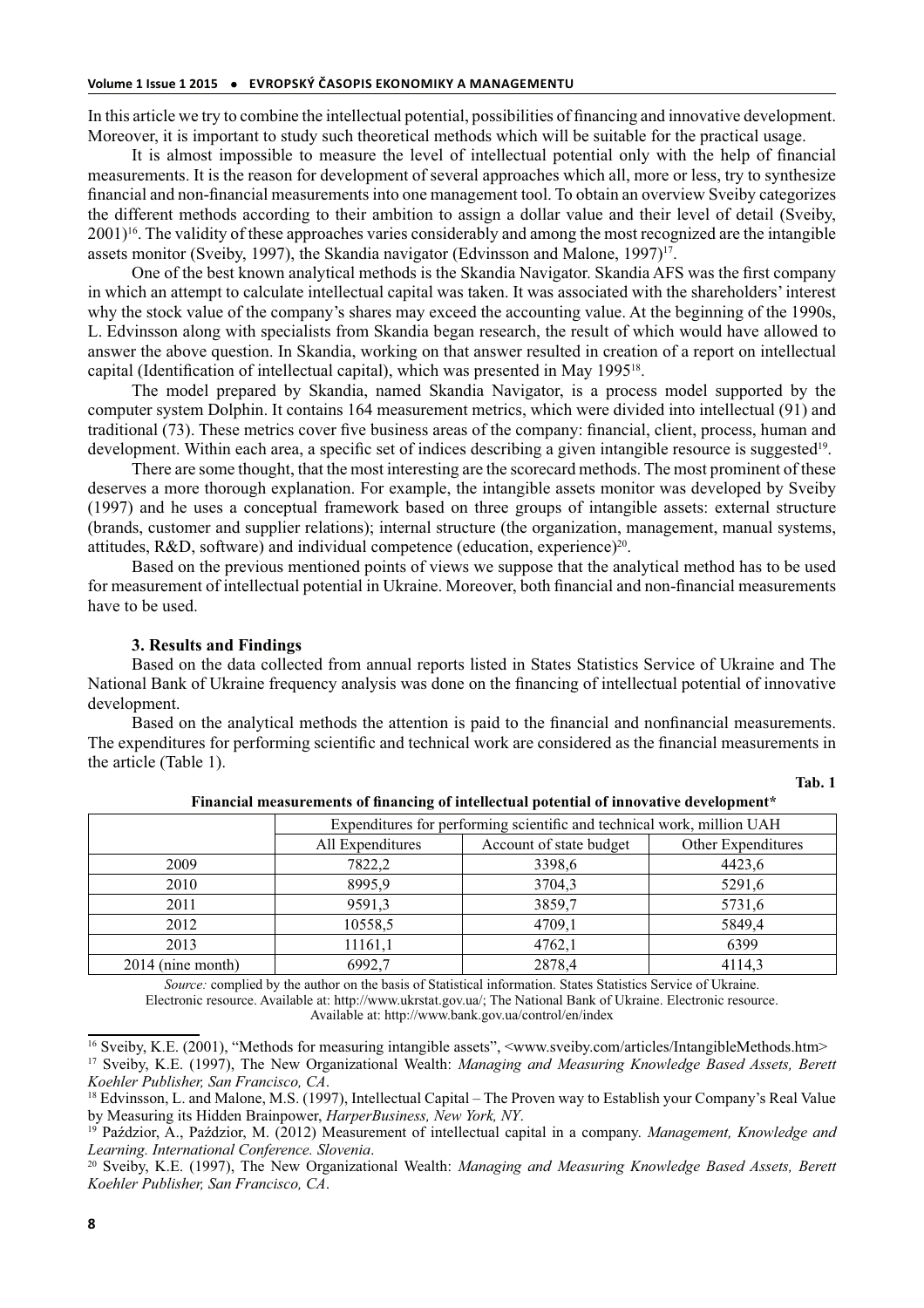In this article we try to combine the intellectual potential, possibilities of financing and innovative development. Moreover, it is important to study such theoretical methods which will be suitable for the practical usage.

It is almost impossible to measure the level of intellectual potential only with the help of financial measurements. It is the reason for development of several approaches which all, more or less, try to synthesize financial and non-financial measurements into one management tool. To obtain an overview Sveiby categorizes the different methods according to their ambition to assign a dollar value and their level of detail (Sveiby, 2001)[16]. The validity of these approaches varies considerably and among the most recognized are the intangible assets monitor (Sveiby, 1997), the Skandia navigator (Edvinsson and Malone, 1997)[17].

One of the best known analytical methods is the Skandia Navigator. Skandia AFS was the first company in which an attempt to calculate intellectual capital was taken. It was associated with the shareholders' interest why the stock value of the company's shares may exceed the accounting value. At the beginning of the 1990s, L. Edvinsson along with specialists from Skandia began research, the result of which would have allowed to answer the above question. In Skandia, working on that answer resulted in creation of a report on intellectual capital (Identification of intellectual capital), which was presented in May 1995[18].

The model prepared by Skandia, named Skandia Navigator, is a process model supported by the computer system Dolphin. It contains 164 measurement metrics, which were divided into intellectual (91) and traditional (73). These metrics cover five business areas of the company: financial, client, process, human and development. Within each area, a specific set of indices describing a given intangible resource is suggested[19].

There are some thought, that the most interesting are the scorecard methods. The most prominent of these deserves a more thorough explanation. For example, the intangible assets monitor was developed by Sveiby (1997) and he uses a conceptual framework based on three groups of intangible assets: external structure (brands, customer and supplier relations); internal structure (the organization, management, manual systems, attitudes, R&D, software) and individual competence (education, experience)[20].

Based on the previous mentioned points of views we suppose that the analytical method has to be used for measurement of intellectual potential in Ukraine. Moreover, both financial and non-financial measurements have to be used.

### 3. Results and Findings

Based on the data collected from annual reports listed in States Statistics Service of Ukraine and The National Bank of Ukraine frequency analysis was done on the financing of intellectual potential of innovative development.

Based on the analytical methods the attention is paid to the financial and nonfinancial measurements. The expenditures for performing scientific and technical work are considered as the financial measurements in the article (Table 1).

**Tab. 1**

**Financial measurements of financing of intellectual potential of innovative development***

| | Expenditures for performing scientific and technical work, million UAH | | |
|---|---|---|---|
| | All Expenditures | Account of state budget | Other Expenditures |
| 2009 | 7822,2 | 3398,6 | 4423,6 |
| 2010 | 8995,9 | 3704,3 | 5291,6 |
| 2011 | 9591,3 | 3859,7 | 5731,6 |
| 2012 | 10558,5 | 4709,1 | 5849,4 |
| 2013 | 11161,1 | 4762,1 | 6399 |
| 2014 (nine month) | 6992,7 | 2878,4 | 4114,3 |

*Source:* complied by the author on the basis of Statistical information. States Statistics Service of Ukraine. Electronic resource. Available at: http://www.ukrstat.gov.ua/; The National Bank of Ukraine. Electronic resource. Available at: http://www.bank.gov.ua/control/en/index

---

[16] Sveiby, K.E. (2001), "Methods for measuring intangible assets", <www.sveiby.com/articles/IntangibleMethods.htm>

[17] Sveiby, K.E. (1997), The New Organizational Wealth: *Managing and Measuring Knowledge Based Assets, Berett Koehler Publisher, San Francisco, CA*.

[18] Edvinsson, L. and Malone, M.S. (1997), Intellectual Capital – The Proven way to Establish your Company's Real Value by Measuring its Hidden Brainpower, *HarperBusiness, New York, NY*.

[19] Paździor, A., Paździor, M. (2012) Measurement of intellectual capital in a company. *Management, Knowledge and Learning. International Conference. Slovenia*.

[20] Sveiby, K.E. (1997), The New Organizational Wealth: *Managing and Measuring Knowledge Based Assets, Berett Koehler Publisher, San Francisco, CA*.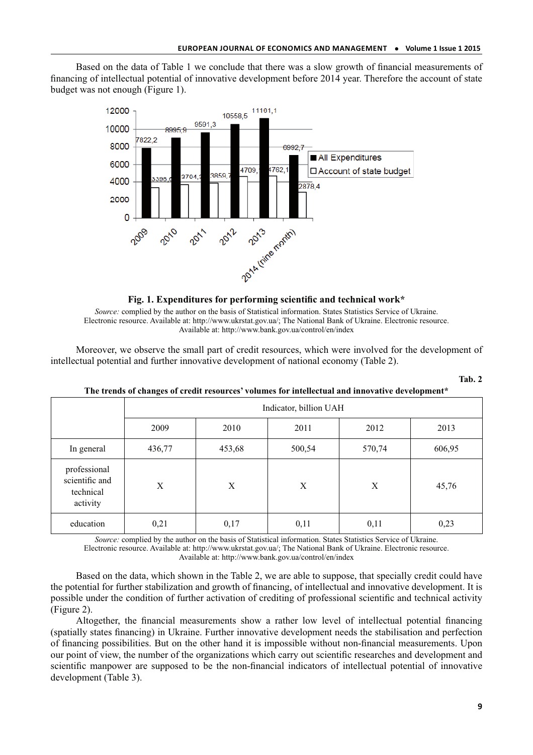Based on the data of Table 1 we conclude that there was a slow growth of financial measurements of financing of intellectual potential of innovative development before 2014 year. Therefore the account of state budget was not enough (Figure 1).

**Fig. 1. Expenditures for performing scientific and technical work***

*Source:* complied by the author on the basis of Statistical information. States Statistics Service of Ukraine. Electronic resource. Available at: http://www.ukrstat.gov.ua/; The National Bank of Ukraine. Electronic resource. Available at: http://www.bank.gov.ua/control/en/index

Moreover, we observe the small part of credit resources, which were involved for the development of intellectual potential and further innovative development of national economy (Table 2).

**Tab. 2**

**The trends of changes of credit resources' volumes for intellectual and innovative development***

| | Indicator, billion UAH | | | | |
|---|---|---|---|---|---|
| | 2009 | 2010 | 2011 | 2012 | 2013 |
| In general | 436,77 | 453,68 | 500,54 | 570,74 | 606,95 |
| professional scientific and technical activity | X | X | X | X | 45,76 |
| education | 0,21 | 0,17 | 0,11 | 0,11 | 0,23 |

*Source:* complied by the author on the basis of Statistical information. States Statistics Service of Ukraine. Electronic resource. Available at: http://www.ukrstat.gov.ua/; The National Bank of Ukraine. Electronic resource. Available at: http://www.bank.gov.ua/control/en/index

Based on the data, which shown in the Table 2, we are able to suppose, that specially credit could have the potential for further stabilization and growth of financing, of intellectual and innovative development. It is possible under the condition of further activation of crediting of professional scientific and technical activity (Figure 2).

Altogether, the financial measurements show a rather low level of intellectual potential financing (spatially states financing) in Ukraine. Further innovative development needs the stabilisation and perfection of financing possibilities. But on the other hand it is impossible without non-financial measurements. Upon our point of view, the number of the organizations which carry out scientific researches and development and scientific manpower are supposed to be the non-financial indicators of intellectual potential of innovative development (Table 3).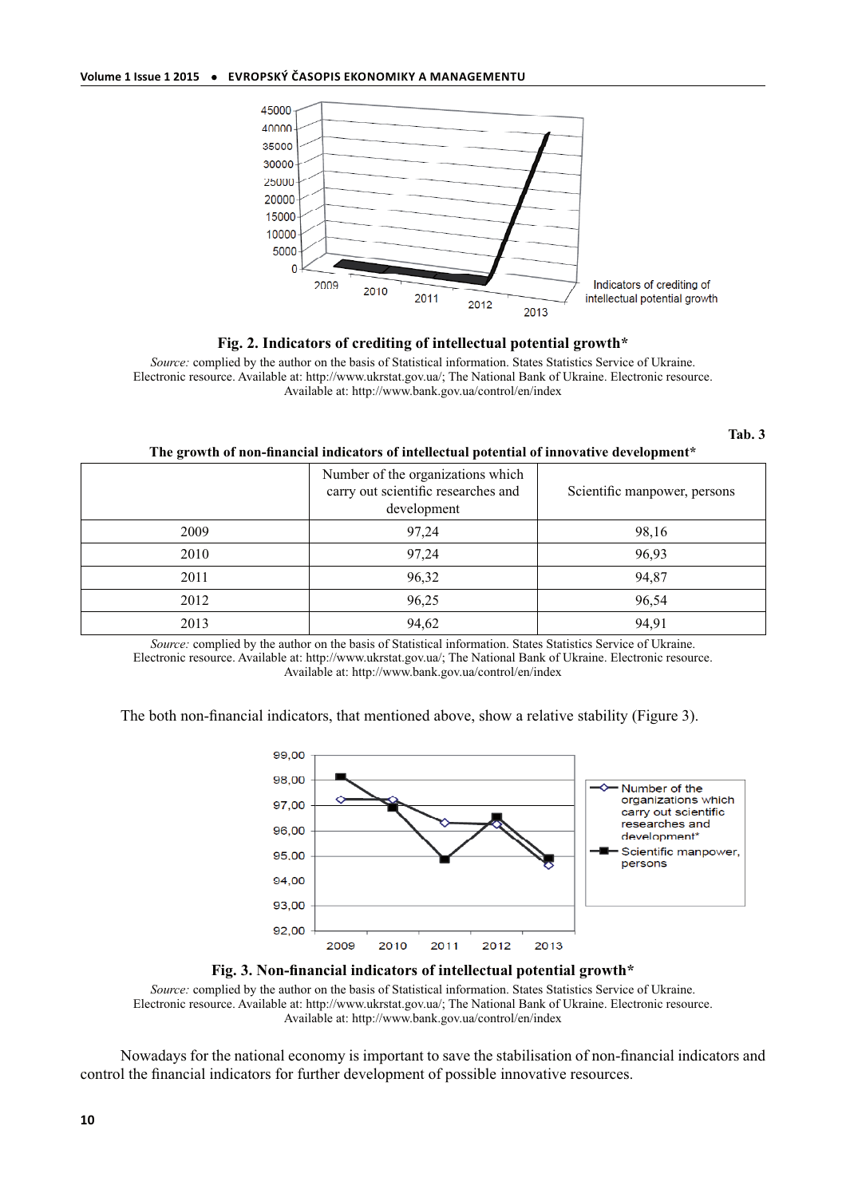**Fig. 2. Indicators of crediting of intellectual potential growth***

*Source:* complied by the author on the basis of Statistical information. States Statistics Service of Ukraine. Electronic resource. Available at: http://www.ukrstat.gov.ua/; The National Bank of Ukraine. Electronic resource. Available at: http://www.bank.gov.ua/control/en/index

Tab. 3

**The growth of non-financial indicators of intellectual potential of innovative development***

| | Number of the organizations which carry out scientific researches and development | Scientific manpower, persons |
|---|---|---|
| 2009 | 97,24 | 98,16 |
| 2010 | 97,24 | 96,93 |
| 2011 | 96,32 | 94,87 |
| 2012 | 96,25 | 96,54 |
| 2013 | 94,62 | 94,91 |

*Source:* complied by the author on the basis of Statistical information. States Statistics Service of Ukraine. Electronic resource. Available at: http://www.ukrstat.gov.ua/; The National Bank of Ukraine. Electronic resource. Available at: http://www.bank.gov.ua/control/en/index

The both non-financial indicators, that mentioned above, show a relative stability (Figure 3).

**Fig. 3. Non-financial indicators of intellectual potential growth***

*Source:* complied by the author on the basis of Statistical information. States Statistics Service of Ukraine. Electronic resource. Available at: http://www.ukrstat.gov.ua/; The National Bank of Ukraine. Electronic resource. Available at: http://www.bank.gov.ua/control/en/index

Nowadays for the national economy is important to save the stabilisation of non-financial indicators and control the financial indicators for further development of possible innovative resources.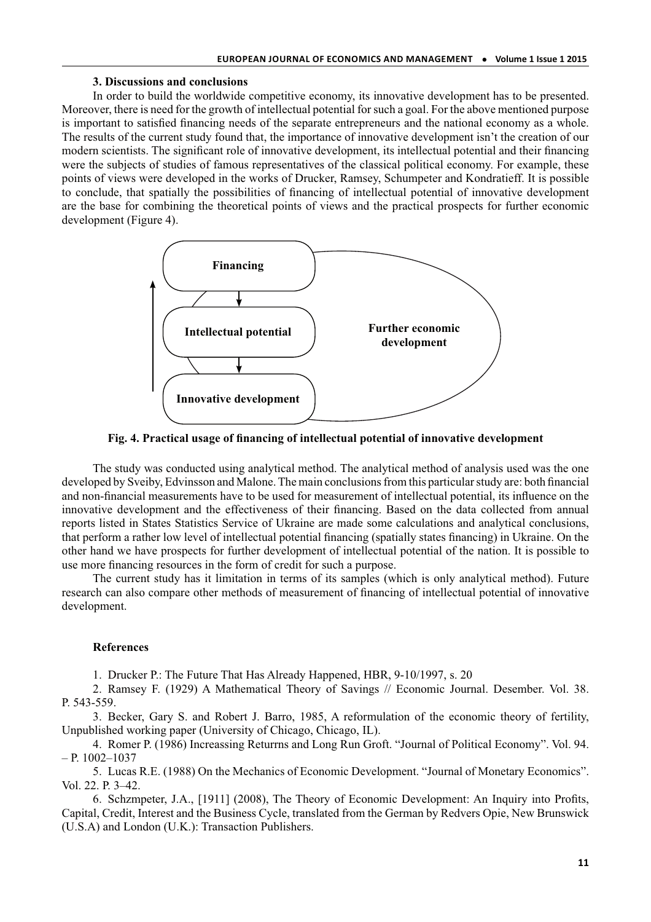### 3. Discussions and conclusions

In order to build the worldwide competitive economy, its innovative development has to be presented. Moreover, there is need for the growth of intellectual potential for such a goal. For the above mentioned purpose is important to satisfied financing needs of the separate entrepreneurs and the national economy as a whole. The results of the current study found that, the importance of innovative development isn't the creation of our modern scientists. The significant role of innovative development, its intellectual potential and their financing were the subjects of studies of famous representatives of the classical political economy. For example, these points of views were developed in the works of Drucker, Ramsey, Schumpeter and Kondratieff. It is possible to conclude, that spatially the possibilities of financing of intellectual potential of innovative development are the base for combining the theoretical points of views and the practical prospects for further economic development (Figure 4).

Financing

Intellectual potential

Innovative development

Further economic development

**Fig. 4. Practical usage of financing of intellectual potential of innovative development**

The study was conducted using analytical method. The analytical method of analysis used was the one developed by Sveiby, Edvinsson and Malone. The main conclusions from this particular study are: both financial and non-financial measurements have to be used for measurement of intellectual potential, its influence on the innovative development and the effectiveness of their financing. Based on the data collected from annual reports listed in States Statistics Service of Ukraine are made some calculations and analytical conclusions, that perform a rather low level of intellectual potential financing (spatially states financing) in Ukraine. On the other hand we have prospects for further development of intellectual potential of the nation. It is possible to use more financing resources in the form of credit for such a purpose.

The current study has it limitation in terms of its samples (which is only analytical method). Future research can also compare other methods of measurement of financing of intellectual potential of innovative development.

### References

1. Drucker P.: The Future That Has Already Happened, HBR, 9-10/1997, s. 20
2. Ramsey F. (1929) A Mathematical Theory of Savings // Economic Journal. Desember. Vol. 38. P. 543-559.
3. Becker, Gary S. and Robert J. Barro, 1985, A reformulation of the economic theory of fertility, Unpublished working paper (University of Chicago, Chicago, IL).
4. Romer P. (1986) Increassing Returrns and Long Run Groft. "Journal of Political Economy". Vol. 94. – P. 1002–1037
5. Lucas R.E. (1988) On the Mechanics of Economic Development. "Journal of Monetary Economics". Vol. 22. P. 3–42.
6. Schzmpeter, J.A., [1911] (2008), The Theory of Economic Development: An Inquiry into Profits, Capital, Credit, Interest and the Business Cycle, translated from the German by Redvers Opie, New Brunswick (U.S.A) and London (U.K.): Transaction Publishers.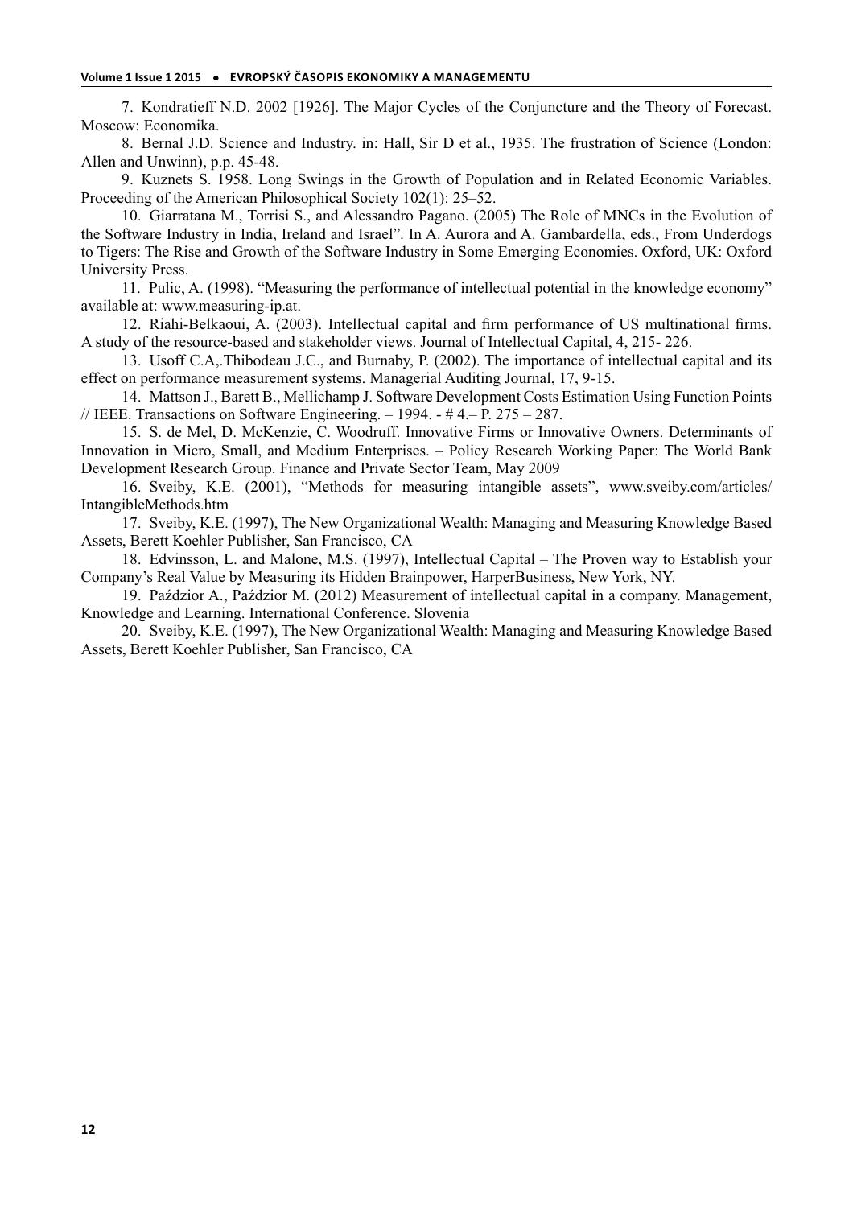7. Kondratieff N.D. 2002 [1926]. The Major Cycles of the Conjuncture and the Theory of Forecast. Moscow: Economika.

8. Bernal J.D. Science and Industry. in: Hall, Sir D et al., 1935. The frustration of Science (London: Allen and Unwinn), p.p. 45-48.

9. Kuznets S. 1958. Long Swings in the Growth of Population and in Related Economic Variables. Proceeding of the American Philosophical Society 102(1): 25–52.

10. Giarratana M., Torrisi S., and Alessandro Pagano. (2005) The Role of MNCs in the Evolution of the Software Industry in India, Ireland and Israel". In A. Aurora and A. Gambardella, eds., From Underdogs to Tigers: The Rise and Growth of the Software Industry in Some Emerging Economies. Oxford, UK: Oxford University Press.

11. Pulic, A. (1998). "Measuring the performance of intellectual potential in the knowledge economy" available at: www.measuring-ip.at.

12. Riahi-Belkaoui, A. (2003). Intellectual capital and firm performance of US multinational firms. A study of the resource-based and stakeholder views. Journal of Intellectual Capital, 4, 215- 226.

13. Usoff C.A,.Thibodeau J.C., and Burnaby, P. (2002). The importance of intellectual capital and its effect on performance measurement systems. Managerial Auditing Journal, 17, 9-15.

14. Mattson J., Barett B., Mellichamp J. Software Development Costs Estimation Using Function Points // IEEE. Transactions on Software Engineering. – 1994. - # 4.– P. 275 – 287.

15. S. de Mel, D. McKenzie, C. Woodruff. Innovative Firms or Innovative Owners. Determinants of Innovation in Micro, Small, and Medium Enterprises. – Policy Research Working Paper: The World Bank Development Research Group. Finance and Private Sector Team, May 2009

16. Sveiby, K.E. (2001), "Methods for measuring intangible assets", www.sveiby.com/articles/IntangibleMethods.htm

17. Sveiby, K.E. (1997), The New Organizational Wealth: Managing and Measuring Knowledge Based Assets, Berett Koehler Publisher, San Francisco, CA

18. Edvinsson, L. and Malone, M.S. (1997), Intellectual Capital – The Proven way to Establish your Company's Real Value by Measuring its Hidden Brainpower, HarperBusiness, New York, NY.

19. Paździor A., Paździor M. (2012) Measurement of intellectual capital in a company. Management, Knowledge and Learning. International Conference. Slovenia

20. Sveiby, K.E. (1997), The New Organizational Wealth: Managing and Measuring Knowledge Based Assets, Berett Koehler Publisher, San Francisco, CA